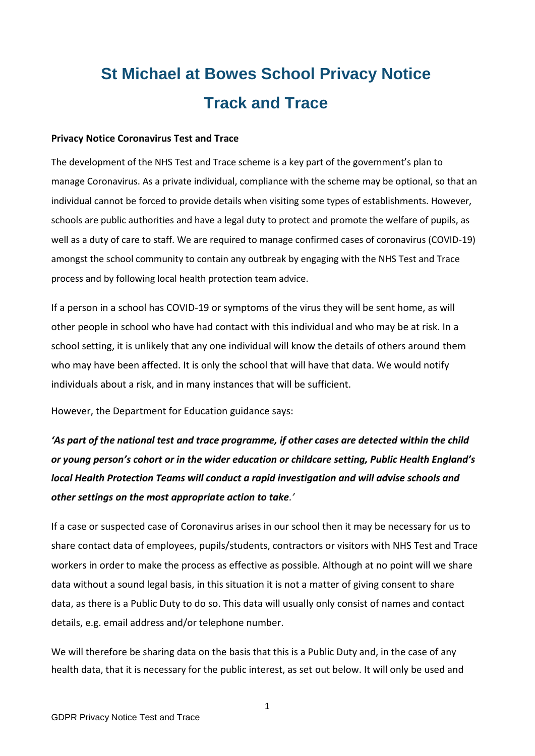# St Michael at Bowes School Privacy Notice
# Track and Trace

**Privacy Notice Coronavirus Test and Trace**

The development of the NHS Test and Trace scheme is a key part of the government's plan to manage Coronavirus. As a private individual, compliance with the scheme may be optional, so that an individual cannot be forced to provide details when visiting some types of establishments. However, schools are public authorities and have a legal duty to protect and promote the welfare of pupils, as well as a duty of care to staff. We are required to manage confirmed cases of coronavirus (COVID-19) amongst the school community to contain any outbreak by engaging with the NHS Test and Trace process and by following local health protection team advice.

If a person in a school has COVID-19 or symptoms of the virus they will be sent home, as will other people in school who have had contact with this individual and who may be at risk. In a school setting, it is unlikely that any one individual will know the details of others around them who may have been affected. It is only the school that will have that data. We would notify individuals about a risk, and in many instances that will be sufficient.

However, the Department for Education guidance says:

***'As part of the national test and trace programme, if other cases are detected within the child or young person's cohort or in the wider education or childcare setting, Public Health England's local Health Protection Teams will conduct a rapid investigation and will advise schools and other settings on the most appropriate action to take.'***

If a case or suspected case of Coronavirus arises in our school then it may be necessary for us to share contact data of employees, pupils/students, contractors or visitors with NHS Test and Trace workers in order to make the process as effective as possible. Although at no point will we share data without a sound legal basis, in this situation it is not a matter of giving consent to share data, as there is a Public Duty to do so. This data will usually only consist of names and contact details, e.g. email address and/or telephone number.

We will therefore be sharing data on the basis that this is a Public Duty and, in the case of any health data, that it is necessary for the public interest, as set out below. It will only be used and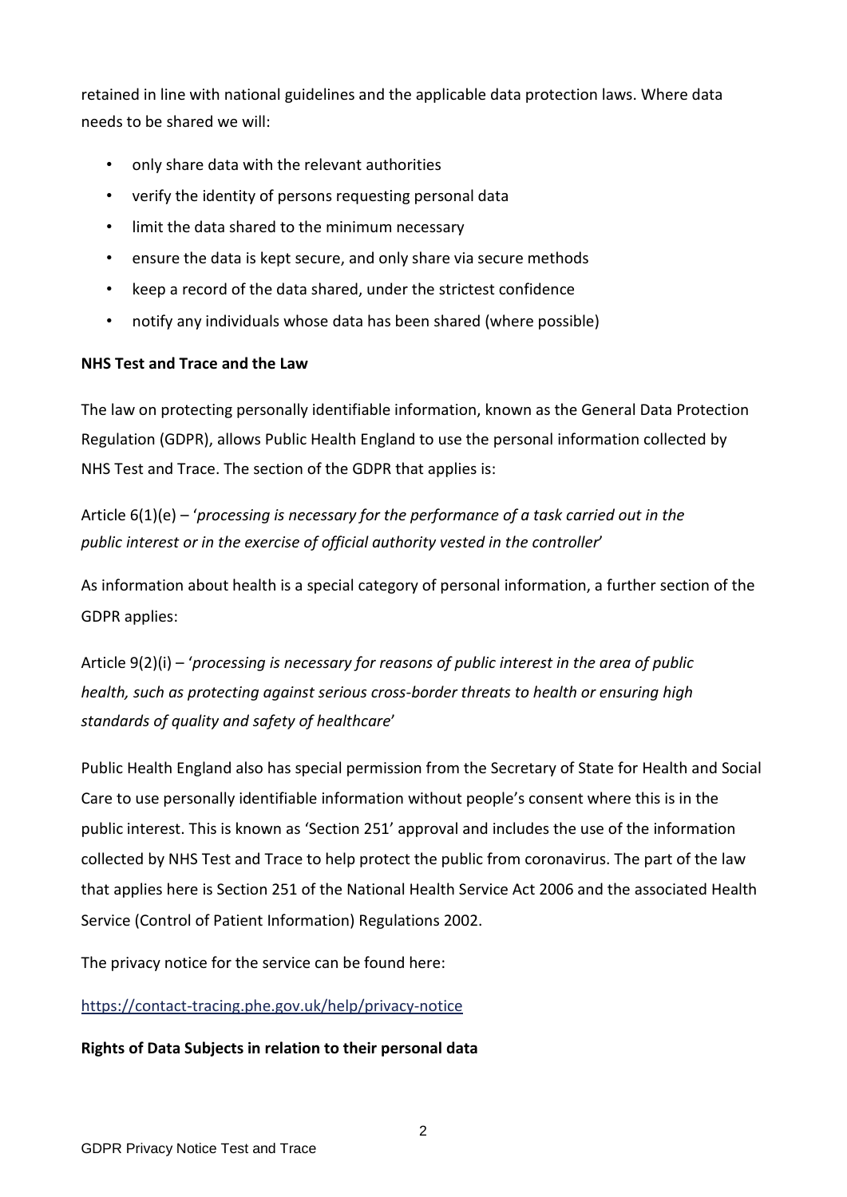retained in line with national guidelines and the applicable data protection laws. Where data needs to be shared we will:

- only share data with the relevant authorities
- verify the identity of persons requesting personal data
- limit the data shared to the minimum necessary
- ensure the data is kept secure, and only share via secure methods
- keep a record of the data shared, under the strictest confidence
- notify any individuals whose data has been shared (where possible)

**NHS Test and Trace and the Law**

The law on protecting personally identifiable information, known as the General Data Protection Regulation (GDPR), allows Public Health England to use the personal information collected by NHS Test and Trace. The section of the GDPR that applies is:

Article 6(1)(e) – '*processing is necessary for the performance of a task carried out in the public interest or in the exercise of official authority vested in the controller*'

As information about health is a special category of personal information, a further section of the GDPR applies:

Article 9(2)(i) – '*processing is necessary for reasons of public interest in the area of public health, such as protecting against serious cross-border threats to health or ensuring high standards of quality and safety of healthcare*'

Public Health England also has special permission from the Secretary of State for Health and Social Care to use personally identifiable information without people's consent where this is in the public interest. This is known as 'Section 251' approval and includes the use of the information collected by NHS Test and Trace to help protect the public from coronavirus. The part of the law that applies here is Section 251 of the National Health Service Act 2006 and the associated Health Service (Control of Patient Information) Regulations 2002.

The privacy notice for the service can be found here:

https://contact-tracing.phe.gov.uk/help/privacy-notice

**Rights of Data Subjects in relation to their personal data**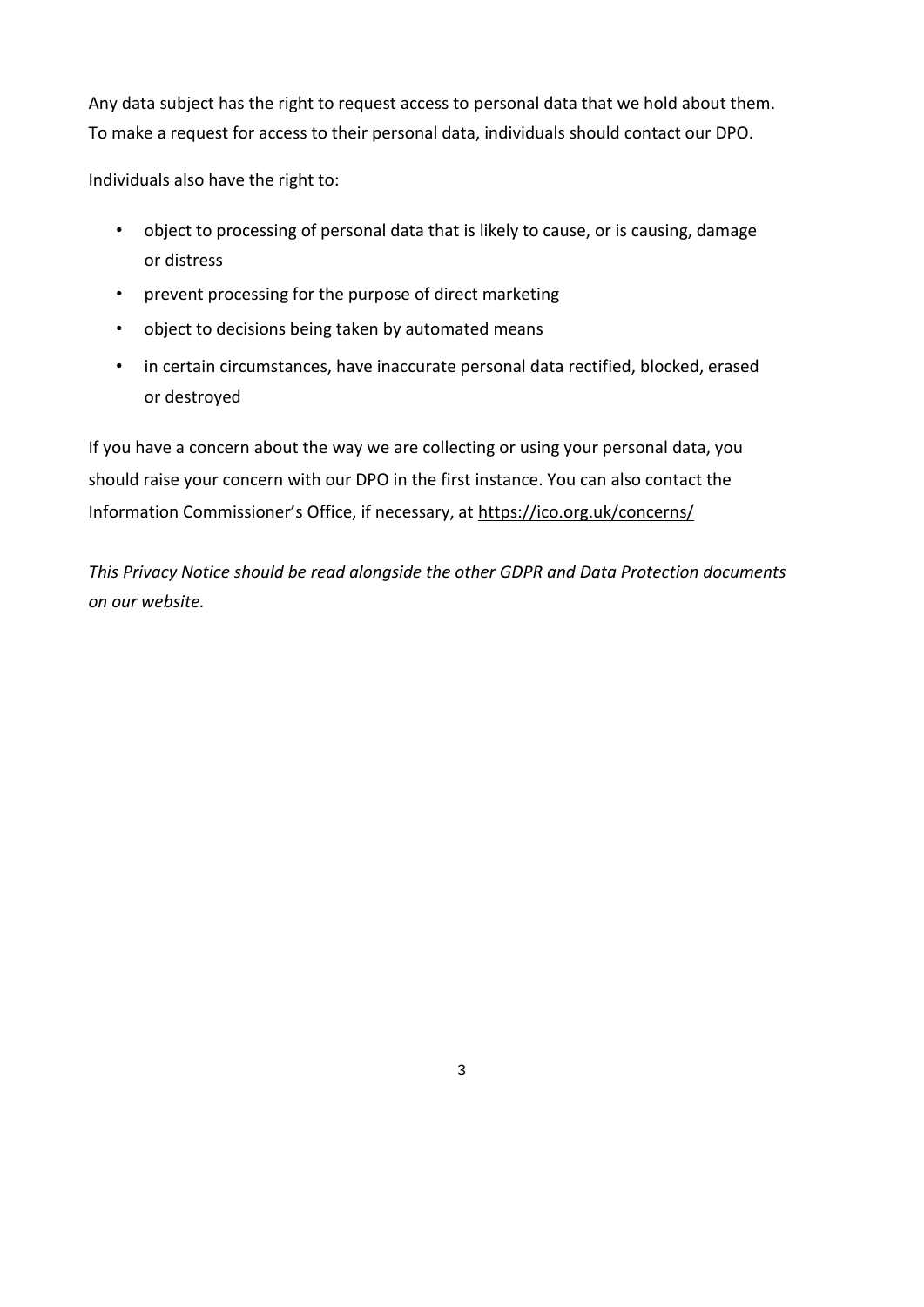Any data subject has the right to request access to personal data that we hold about them. To make a request for access to their personal data, individuals should contact our DPO.

Individuals also have the right to:

- object to processing of personal data that is likely to cause, or is causing, damage or distress
- prevent processing for the purpose of direct marketing
- object to decisions being taken by automated means
- in certain circumstances, have inaccurate personal data rectified, blocked, erased or destroyed

If you have a concern about the way we are collecting or using your personal data, you should raise your concern with our DPO in the first instance. You can also contact the Information Commissioner's Office, if necessary, at https://ico.org.uk/concerns/

*This Privacy Notice should be read alongside the other GDPR and Data Protection documents on our website.*